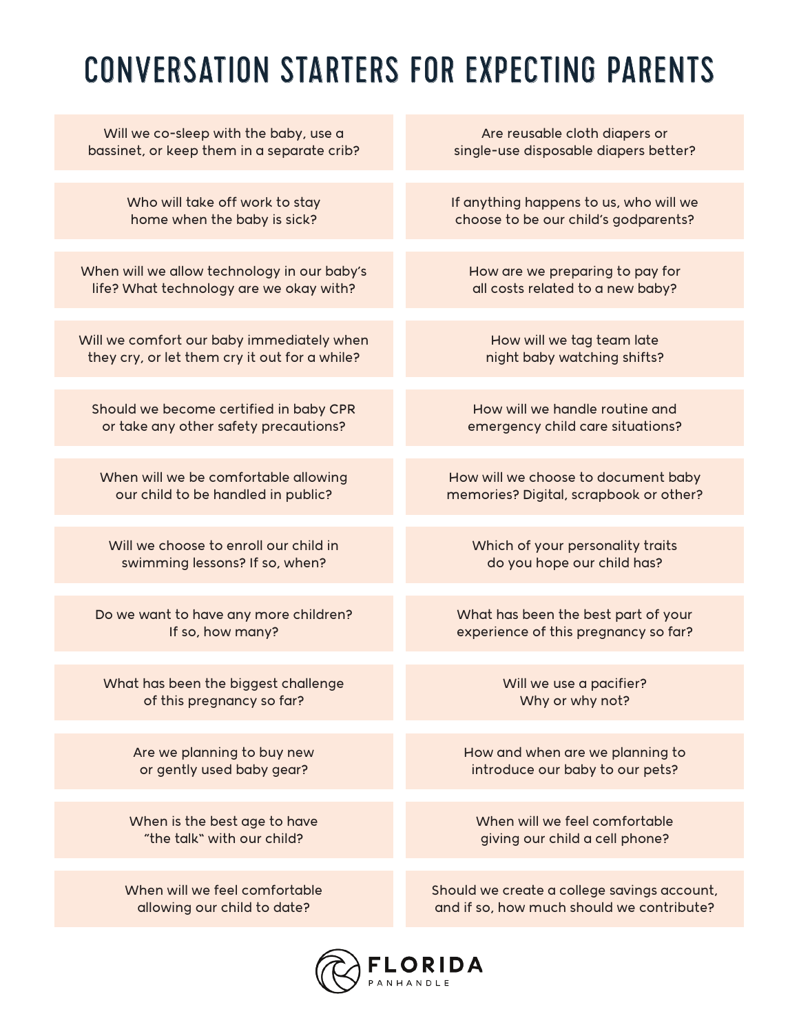# CONVERSATION STARTERS FOR EXPECTING PARENTS

- Will we co-sleep with the baby, use a bassinet, or keep them in a separate crib?
- Are reusable cloth diapers or single-use disposable diapers better?
- Who will take off work to stay home when the baby is sick?
- If anything happens to us, who will we choose to be our child's godparents?
- When will we allow technology in our baby's life? What technology are we okay with?
- How are we preparing to pay for all costs related to a new baby?
- Will we comfort our baby immediately when they cry, or let them cry it out for a while?
- How will we tag team late night baby watching shifts?
- Should we become certified in baby CPR or take any other safety precautions?
- How will we handle routine and emergency child care situations?
- When will we be comfortable allowing our child to be handled in public?
- How will we choose to document baby memories? Digital, scrapbook or other?
- Will we choose to enroll our child in swimming lessons? If so, when?
- Which of your personality traits do you hope our child has?
- Do we want to have any more children? If so, how many?
- What has been the best part of your experience of this pregnancy so far?
- What has been the biggest challenge of this pregnancy so far?
- Will we use a pacifier? Why or why not?
- Are we planning to buy new or gently used baby gear?
- How and when are we planning to introduce our baby to our pets?
- When is the best age to have "the talk" with our child?
- When will we feel comfortable giving our child a cell phone?
- When will we feel comfortable allowing our child to date?
- Should we create a college savings account, and if so, how much should we contribute?

FLORIDA PANHANDLE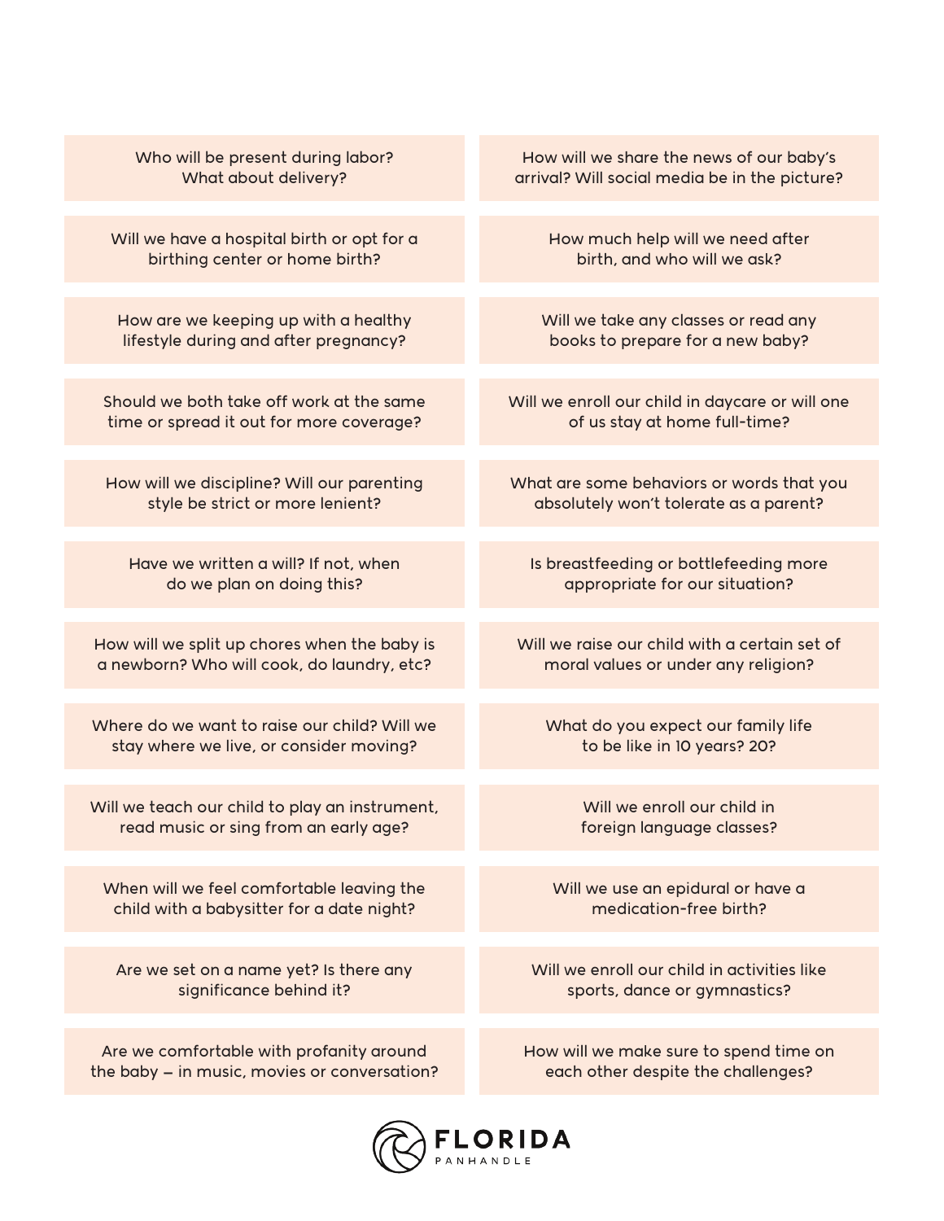Who will be present during labor? What about delivery?

How will we share the news of our baby's arrival? Will social media be in the picture?

Will we have a hospital birth or opt for a birthing center or home birth?

How much help will we need after birth, and who will we ask?

How are we keeping up with a healthy lifestyle during and after pregnancy?

Will we take any classes or read any books to prepare for a new baby?

Should we both take off work at the same time or spread it out for more coverage?

Will we enroll our child in daycare or will one of us stay at home full-time?

How will we discipline? Will our parenting style be strict or more lenient?

What are some behaviors or words that you absolutely won't tolerate as a parent?

Have we written a will? If not, when do we plan on doing this?

Is breastfeeding or bottlefeeding more appropriate for our situation?

How will we split up chores when the baby is a newborn? Who will cook, do laundry, etc?

Will we raise our child with a certain set of moral values or under any religion?

Where do we want to raise our child? Will we stay where we live, or consider moving?

What do you expect our family life to be like in 10 years? 20?

Will we teach our child to play an instrument, read music or sing from an early age?

Will we enroll our child in foreign language classes?

When will we feel comfortable leaving the child with a babysitter for a date night?

Will we use an epidural or have a medication-free birth?

Are we set on a name yet? Is there any significance behind it?

Will we enroll our child in activities like sports, dance or gymnastics?

Are we comfortable with profanity around the baby – in music, movies or conversation?

How will we make sure to spend time on each other despite the challenges?

FLORIDA PANHANDLE